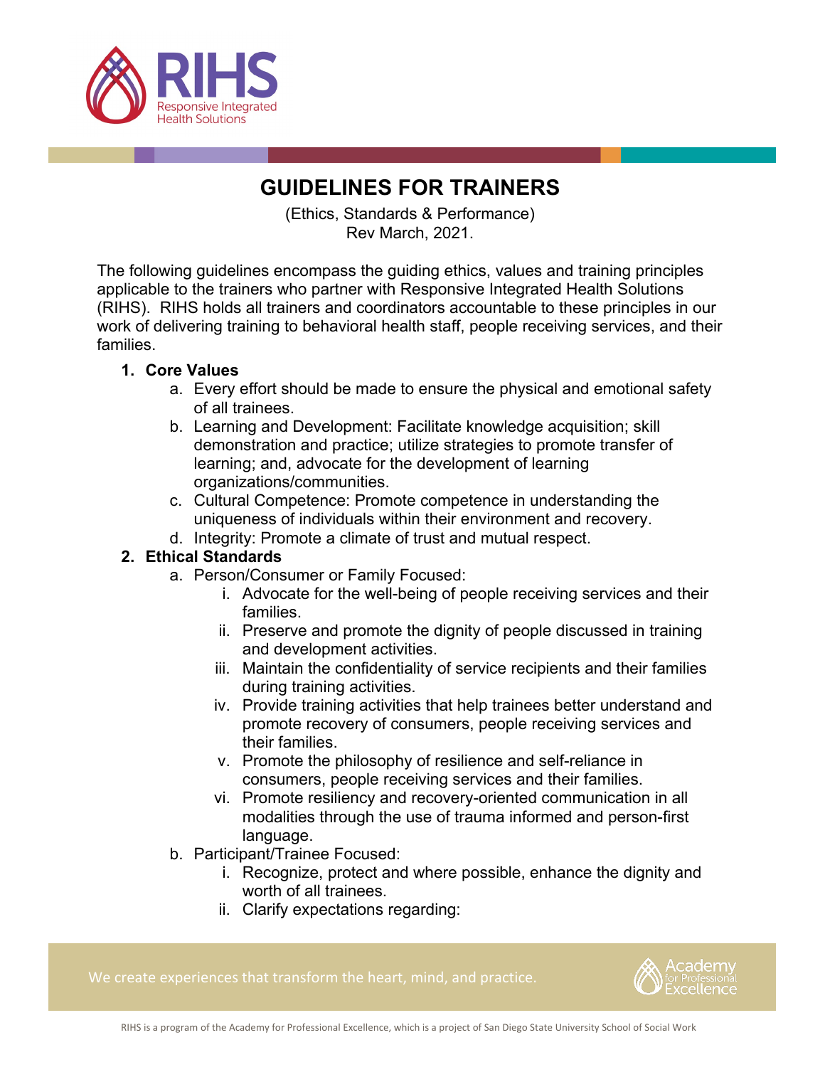# GUIDELINES FOR TRAINERS

(Ethics, Standards & Performance)
Rev March, 2021.

The following guidelines encompass the guiding ethics, values and training principles applicable to the trainers who partner with Responsive Integrated Health Solutions (RIHS). RIHS holds all trainers and coordinators accountable to these principles in our work of delivering training to behavioral health staff, people receiving services, and their families.

1. **Core Values**
    a. Every effort should be made to ensure the physical and emotional safety of all trainees.
    b. Learning and Development: Facilitate knowledge acquisition; skill demonstration and practice; utilize strategies to promote transfer of learning; and, advocate for the development of learning organizations/communities.
    c. Cultural Competence: Promote competence in understanding the uniqueness of individuals within their environment and recovery.
    d. Integrity: Promote a climate of trust and mutual respect.
2. **Ethical Standards**
    a. Person/Consumer or Family Focused:
        i. Advocate for the well-being of people receiving services and their families.
        ii. Preserve and promote the dignity of people discussed in training and development activities.
        iii. Maintain the confidentiality of service recipients and their families during training activities.
        iv. Provide training activities that help trainees better understand and promote recovery of consumers, people receiving services and their families.
        v. Promote the philosophy of resilience and self-reliance in consumers, people receiving services and their families.
        vi. Promote resiliency and recovery-oriented communication in all modalities through the use of trauma informed and person-first language.
    b. Participant/Trainee Focused:
        i. Recognize, protect and where possible, enhance the dignity and worth of all trainees.
        ii. Clarify expectations regarding: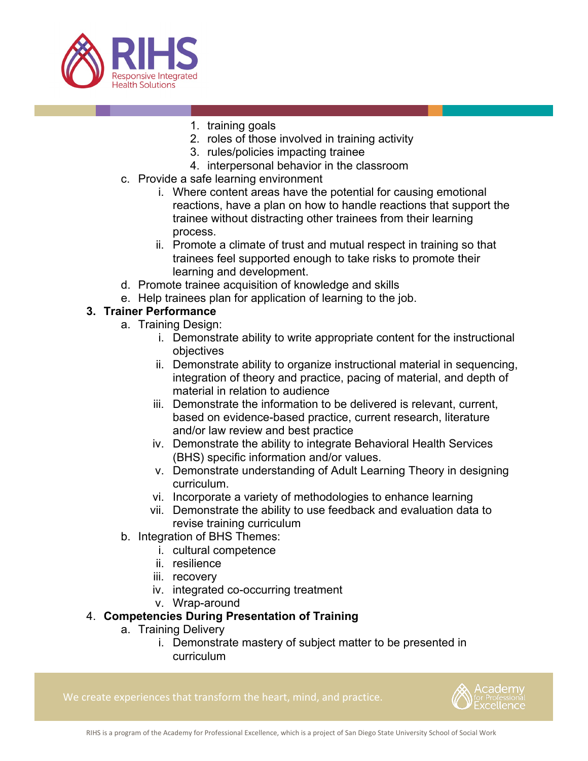1. training goals
2. roles of those involved in training activity
3. rules/policies impacting trainee
4. interpersonal behavior in the classroom

c. Provide a safe learning environment
   i. Where content areas have the potential for causing emotional reactions, have a plan on how to handle reactions that support the trainee without distracting other trainees from their learning process.
   ii. Promote a climate of trust and mutual respect in training so that trainees feel supported enough to take risks to promote their learning and development.

d. Promote trainee acquisition of knowledge and skills

e. Help trainees plan for application of learning to the job.

3. **Trainer Performance**
   a. Training Design:
      i. Demonstrate ability to write appropriate content for the instructional objectives
      ii. Demonstrate ability to organize instructional material in sequencing, integration of theory and practice, pacing of material, and depth of material in relation to audience
      iii. Demonstrate the information to be delivered is relevant, current, based on evidence-based practice, current research, literature and/or law review and best practice
      iv. Demonstrate the ability to integrate Behavioral Health Services (BHS) specific information and/or values.
      v. Demonstrate understanding of Adult Learning Theory in designing curriculum.
      vi. Incorporate a variety of methodologies to enhance learning
      vii. Demonstrate the ability to use feedback and evaluation data to revise training curriculum
   b. Integration of BHS Themes:
      i. cultural competence
      ii. resilience
      iii. recovery
      iv. integrated co-occurring treatment
      v. Wrap-around

4. **Competencies During Presentation of Training**
   a. Training Delivery
      i. Demonstrate mastery of subject matter to be presented in curriculum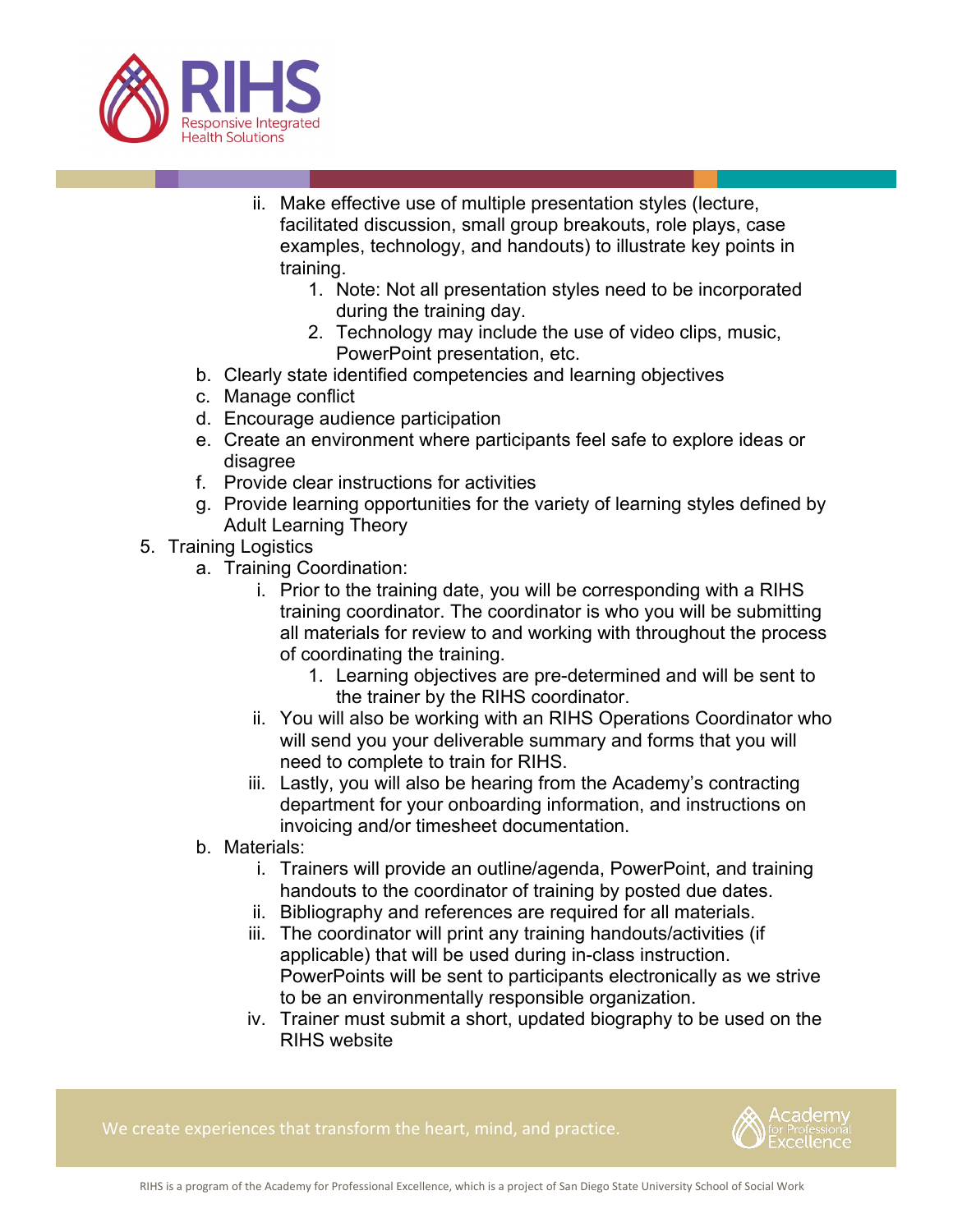ii. Make effective use of multiple presentation styles (lecture, facilitated discussion, small group breakouts, role plays, case examples, technology, and handouts) to illustrate key points in training.
    1. Note: Not all presentation styles need to be incorporated during the training day.
    2. Technology may include the use of video clips, music, PowerPoint presentation, etc.

b. Clearly state identified competencies and learning objectives
c. Manage conflict
d. Encourage audience participation
e. Create an environment where participants feel safe to explore ideas or disagree
f. Provide clear instructions for activities
g. Provide learning opportunities for the variety of learning styles defined by Adult Learning Theory

5. Training Logistics
    a. Training Coordination:
        i. Prior to the training date, you will be corresponding with a RIHS training coordinator. The coordinator is who you will be submitting all materials for review to and working with throughout the process of coordinating the training.
            1. Learning objectives are pre-determined and will be sent to the trainer by the RIHS coordinator.
        ii. You will also be working with an RIHS Operations Coordinator who will send you your deliverable summary and forms that you will need to complete to train for RIHS.
        iii. Lastly, you will also be hearing from the Academy's contracting department for your onboarding information, and instructions on invoicing and/or timesheet documentation.
    b. Materials:
        i. Trainers will provide an outline/agenda, PowerPoint, and training handouts to the coordinator of training by posted due dates.
        ii. Bibliography and references are required for all materials.
        iii. The coordinator will print any training handouts/activities (if applicable) that will be used during in-class instruction. PowerPoints will be sent to participants electronically as we strive to be an environmentally responsible organization.
        iv. Trainer must submit a short, updated biography to be used on the RIHS website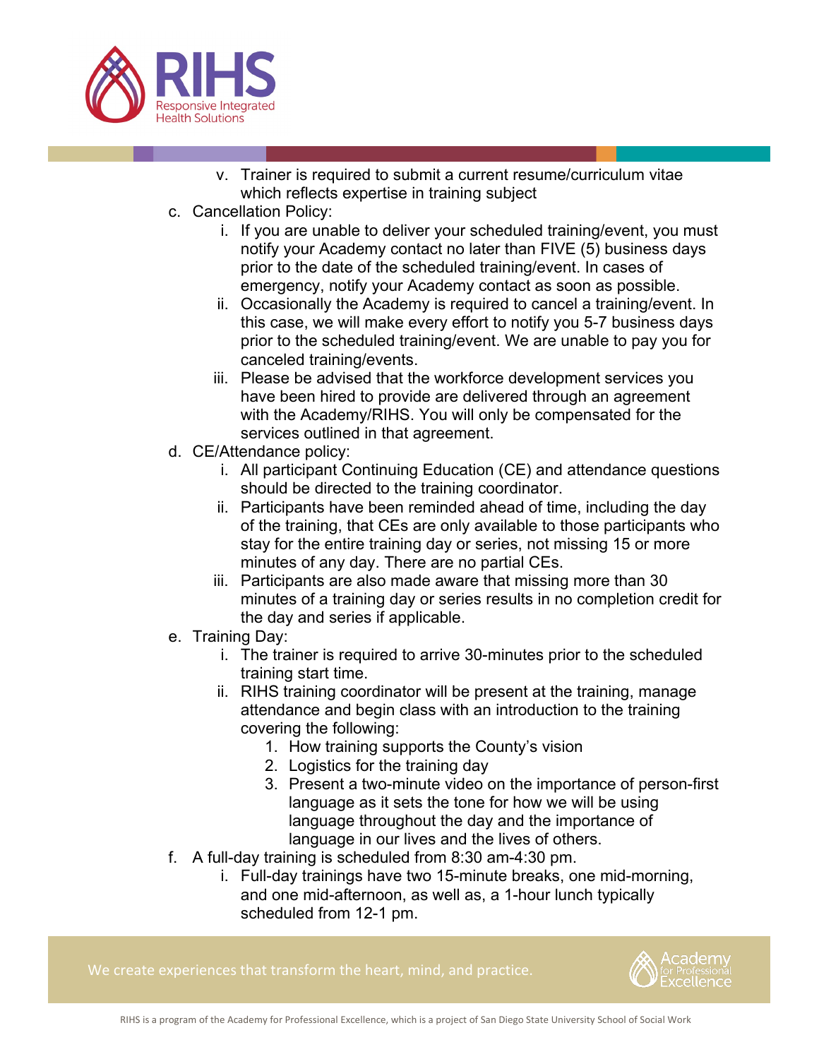v. Trainer is required to submit a current resume/curriculum vitae which reflects expertise in training subject

c. Cancellation Policy:
   i. If you are unable to deliver your scheduled training/event, you must notify your Academy contact no later than FIVE (5) business days prior to the date of the scheduled training/event. In cases of emergency, notify your Academy contact as soon as possible.
   ii. Occasionally the Academy is required to cancel a training/event. In this case, we will make every effort to notify you 5-7 business days prior to the scheduled training/event. We are unable to pay you for canceled training/events.
   iii. Please be advised that the workforce development services you have been hired to provide are delivered through an agreement with the Academy/RIHS. You will only be compensated for the services outlined in that agreement.

d. CE/Attendance policy:
   i. All participant Continuing Education (CE) and attendance questions should be directed to the training coordinator.
   ii. Participants have been reminded ahead of time, including the day of the training, that CEs are only available to those participants who stay for the entire training day or series, not missing 15 or more minutes of any day. There are no partial CEs.
   iii. Participants are also made aware that missing more than 30 minutes of a training day or series results in no completion credit for the day and series if applicable.

e. Training Day:
   i. The trainer is required to arrive 30-minutes prior to the scheduled training start time.
   ii. RIHS training coordinator will be present at the training, manage attendance and begin class with an introduction to the training covering the following:
      1. How training supports the County's vision
      2. Logistics for the training day
      3. Present a two-minute video on the importance of person-first language as it sets the tone for how we will be using language throughout the day and the importance of language in our lives and the lives of others.

f. A full-day training is scheduled from 8:30 am-4:30 pm.
   i. Full-day trainings have two 15-minute breaks, one mid-morning, and one mid-afternoon, as well as, a 1-hour lunch typically scheduled from 12-1 pm.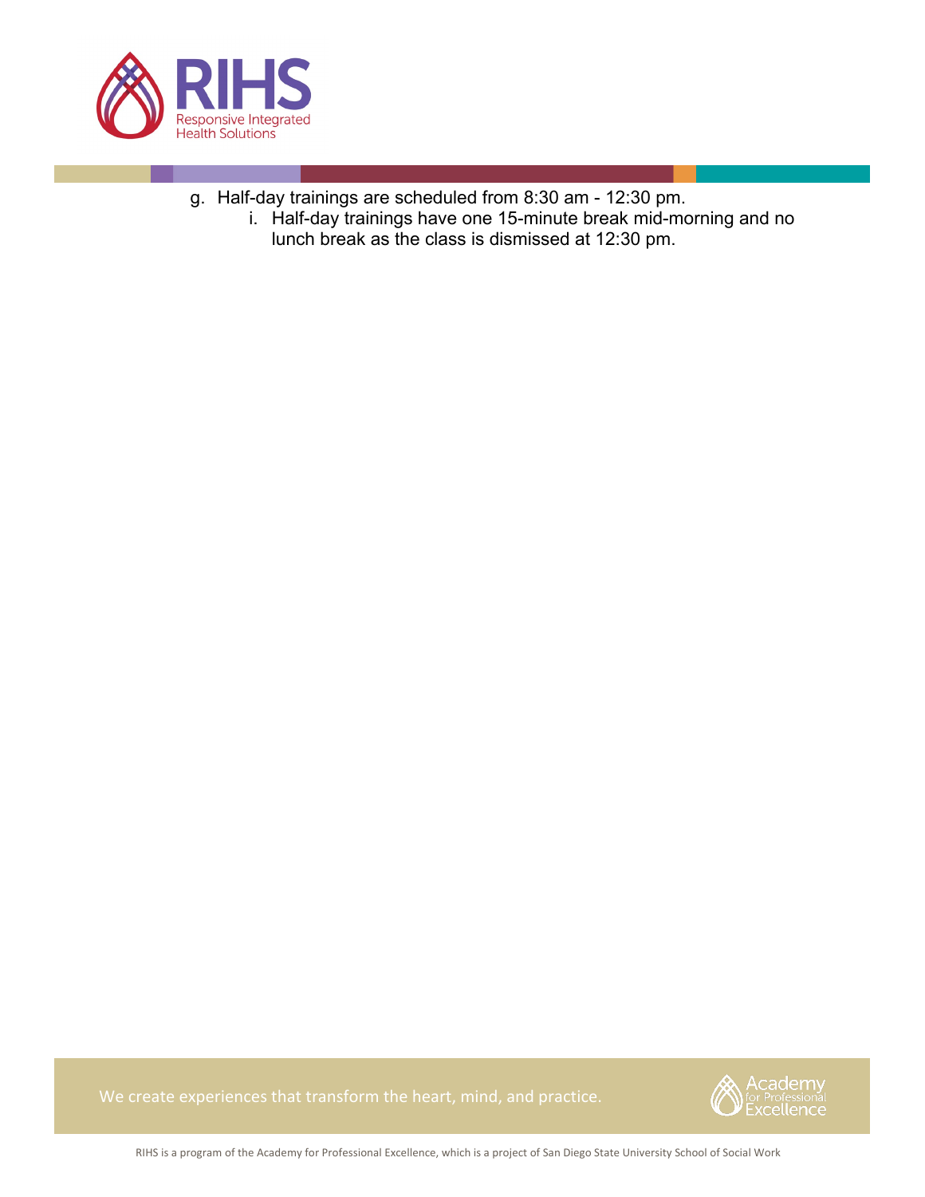g. Half-day trainings are scheduled from 8:30 am - 12:30 pm.
    i. Half-day trainings have one 15-minute break mid-morning and no lunch break as the class is dismissed at 12:30 pm.